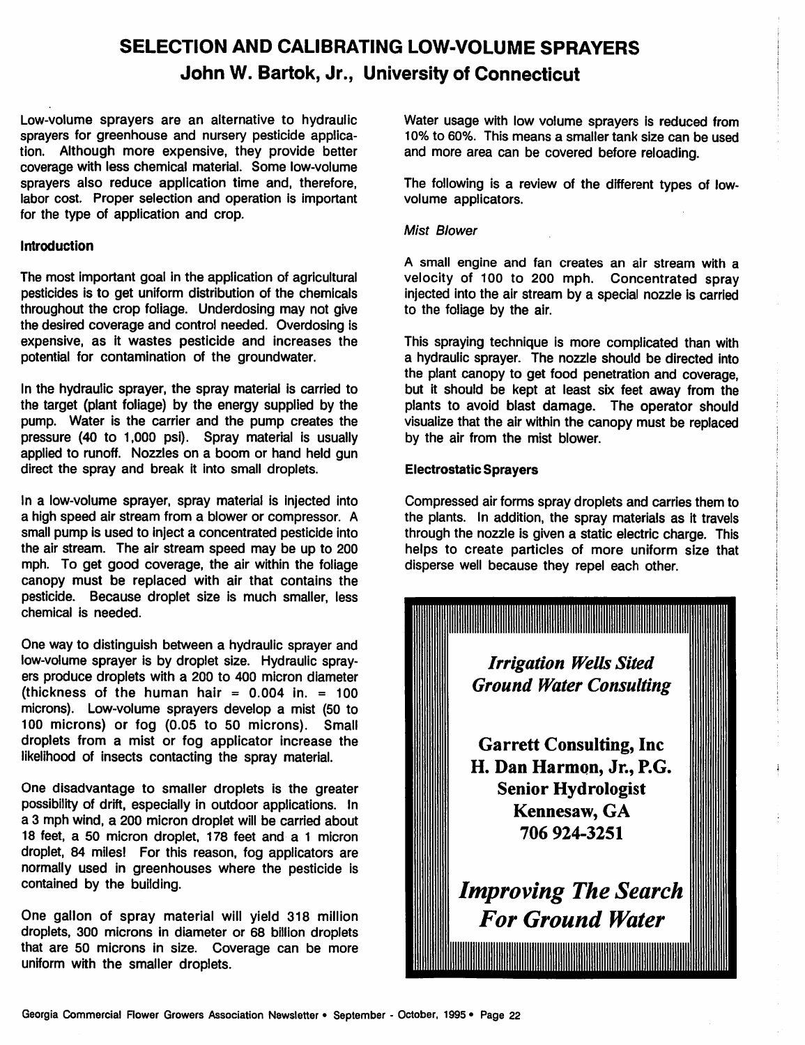# SELECTION AND CALIBRATING LOW-VOLUME SPRAYERS

## John W. Bartok, Jr., University of Connecticut

Low-volume sprayers are an alternative to hydraulic sprayers for greenhouse and nursery pesticide application. Although more expensive, they provide better coverage with less chemical material. Some low-volume sprayers also reduce application time and, therefore, labor cost. Proper selection and operation is important for the type of application and crop.

### Introduction

The most important goal in the application of agricultural pesticides is to get uniform distribution of the chemicals throughout the crop foliage. Underdosing may not give the desired coverage and control needed. Overdosing is expensive, as it wastes pesticide and increases the potential for contamination of the groundwater.

In the hydraulic sprayer, the spray material is carried to the target (plant foliage) by the energy supplied by the pump. Water is the carrier and the pump creates the pressure (40 to 1,000 psi). Spray material is usually applied to runoff. Nozzles on a boom or hand held gun direct the spray and break it into small droplets.

In a low-volume sprayer, spray material is injected into a high speed air stream from a blower or compressor. A small pump is used to inject a concentrated pesticide into the air stream. The air stream speed may be up to 200 mph. To get good coverage, the air within the foliage canopy must be replaced with air that contains the pesticide. Because droplet size is much smaller, less chemical is needed.

One way to distinguish between a hydraulic sprayer and low-volume sprayer is by droplet size. Hydraulic sprayers produce droplets with a 200 to 400 micron diameter (thickness of the human hair = 0.004 in. = 100 microns). Low-volume sprayers develop a mist (50 to 100 microns) or fog (0.05 to 50 microns). Small droplets from a mist or fog applicator increase the likelihood of insects contacting the spray material.

One disadvantage to smaller droplets is the greater possibility of drift, especially in outdoor applications. In a 3 mph wind, a 200 micron droplet will be carried about 18 feet, a 50 micron droplet, 178 feet and a 1 micron droplet, 84 miles! For this reason, fog applicators are normally used in greenhouses where the pesticide is contained by the building.

One gallon of spray material will yield 318 million droplets, 300 microns in diameter or 68 billion droplets that are 50 microns in size. Coverage can be more uniform with the smaller droplets.

Water usage with low volume sprayers is reduced from 10% to 60%. This means a smaller tank size can be used and more area can be covered before reloading.

The following is a review of the different types of low-volume applicators.

*Mist Blower*

A small engine and fan creates an air stream with a velocity of 100 to 200 mph. Concentrated spray injected into the air stream by a special nozzle is carried to the foliage by the air.

This spraying technique is more complicated than with a hydraulic sprayer. The nozzle should be directed into the plant canopy to get food penetration and coverage, but it should be kept at least six feet away from the plants to avoid blast damage. The operator should visualize that the air within the canopy must be replaced by the air from the mist blower.

### Electrostatic Sprayers

Compressed air forms spray droplets and carries them to the plants. In addition, the spray materials as it travels through the nozzle is given a static electric charge. This helps to create particles of more uniform size that disperse well because they repel each other.

*Irrigation Wells Sited*
*Ground Water Consulting*

**Garrett Consulting, Inc**
**H. Dan Harmon, Jr., P.G.**
**Senior Hydrologist**
**Kennesaw, GA**
**706 924-3251**

***Improving The Search For Ground Water***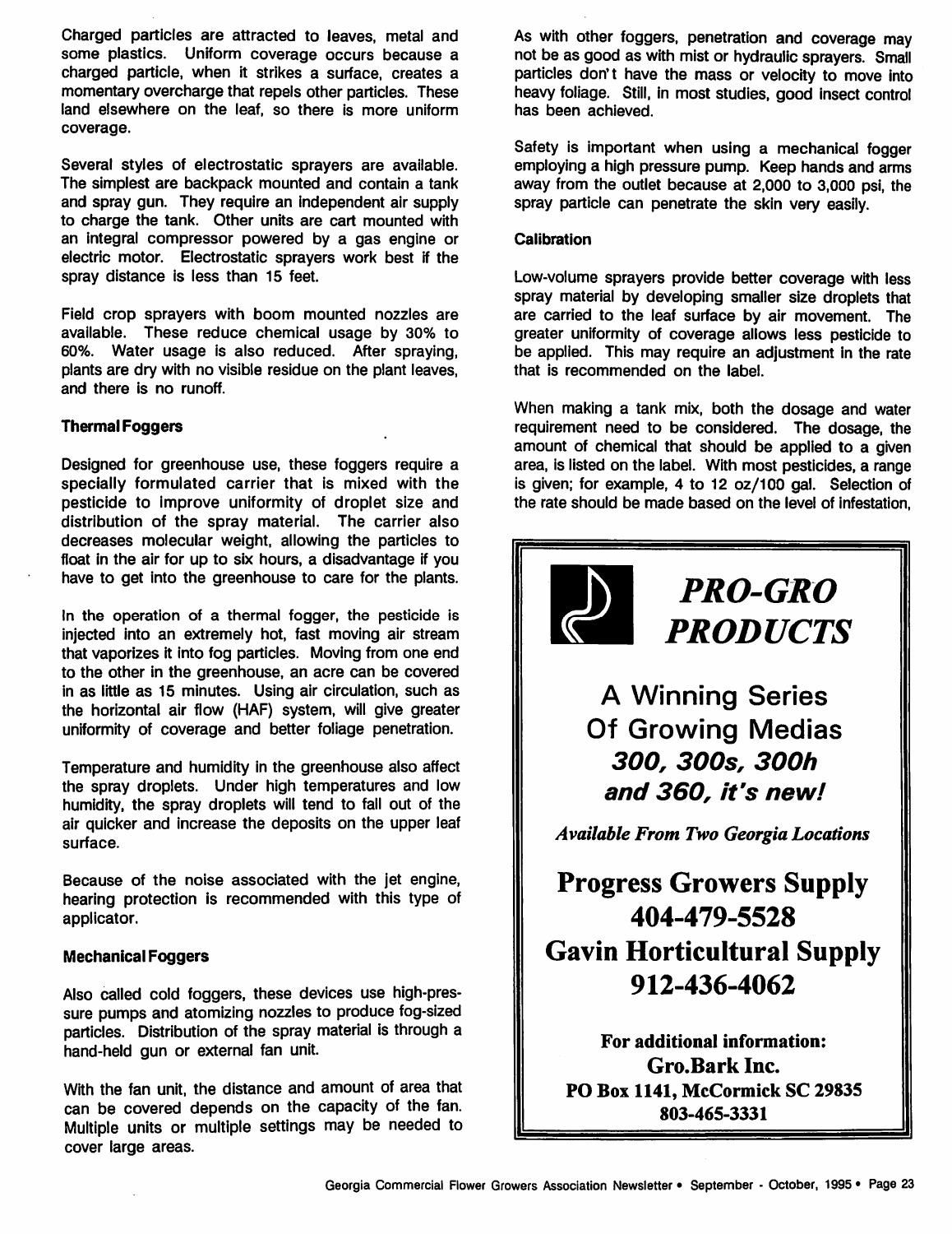Charged particles are attracted to leaves, metal and some plastics. Uniform coverage occurs because a charged particle, when it strikes a surface, creates a momentary overcharge that repels other particles. These land elsewhere on the leaf, so there is more uniform coverage.

Several styles of electrostatic sprayers are available. The simplest are backpack mounted and contain a tank and spray gun. They require an independent air supply to charge the tank. Other units are cart mounted with an integral compressor powered by a gas engine or electric motor. Electrostatic sprayers work best if the spray distance is less than 15 feet.

Field crop sprayers with boom mounted nozzles are available. These reduce chemical usage by 30% to 60%. Water usage is also reduced. After spraying, plants are dry with no visible residue on the plant leaves, and there is no runoff.

### Thermal Foggers

Designed for greenhouse use, these foggers require a specially formulated carrier that is mixed with the pesticide to improve uniformity of droplet size and distribution of the spray material. The carrier also decreases molecular weight, allowing the particles to float in the air for up to six hours, a disadvantage if you have to get into the greenhouse to care for the plants.

In the operation of a thermal fogger, the pesticide is injected into an extremely hot, fast moving air stream that vaporizes it into fog particles. Moving from one end to the other in the greenhouse, an acre can be covered in as little as 15 minutes. Using air circulation, such as the horizontal air flow (HAF) system, will give greater uniformity of coverage and better foliage penetration.

Temperature and humidity in the greenhouse also affect the spray droplets. Under high temperatures and low humidity, the spray droplets will tend to fall out of the air quicker and increase the deposits on the upper leaf surface.

Because of the noise associated with the jet engine, hearing protection is recommended with this type of applicator.

### Mechanical Foggers

Also called cold foggers, these devices use high-pressure pumps and atomizing nozzles to produce fog-sized particles. Distribution of the spray material is through a hand-held gun or external fan unit.

With the fan unit, the distance and amount of area that can be covered depends on the capacity of the fan. Multiple units or multiple settings may be needed to cover large areas.

As with other foggers, penetration and coverage may not be as good as with mist or hydraulic sprayers. Small particles don't have the mass or velocity to move into heavy foliage. Still, in most studies, good insect control has been achieved.

Safety is important when using a mechanical fogger employing a high pressure pump. Keep hands and arms away from the outlet because at 2,000 to 3,000 psi, the spray particle can penetrate the skin very easily.

### Calibration

Low-volume sprayers provide better coverage with less spray material by developing smaller size droplets that are carried to the leaf surface by air movement. The greater uniformity of coverage allows less pesticide to be applied. This may require an adjustment in the rate that is recommended on the label.

When making a tank mix, both the dosage and water requirement need to be considered. The dosage, the amount of chemical that should be applied to a given area, is listed on the label. With most pesticides, a range is given; for example, 4 to 12 oz/100 gal. Selection of the rate should be made based on the level of infestation,

***PRO-GRO PRODUCTS***

**A Winning Series Of Growing Medias**

***300, 300s, 300h and 360, it's new!***

*Available From Two Georgia Locations*

**Progress Growers Supply**
**404-479-5528**

**Gavin Horticultural Supply**
**912-436-4062**

**For additional information:**
**Gro.Bark Inc.**
**PO Box 1141, McCormick SC 29835**
**803-465-3331**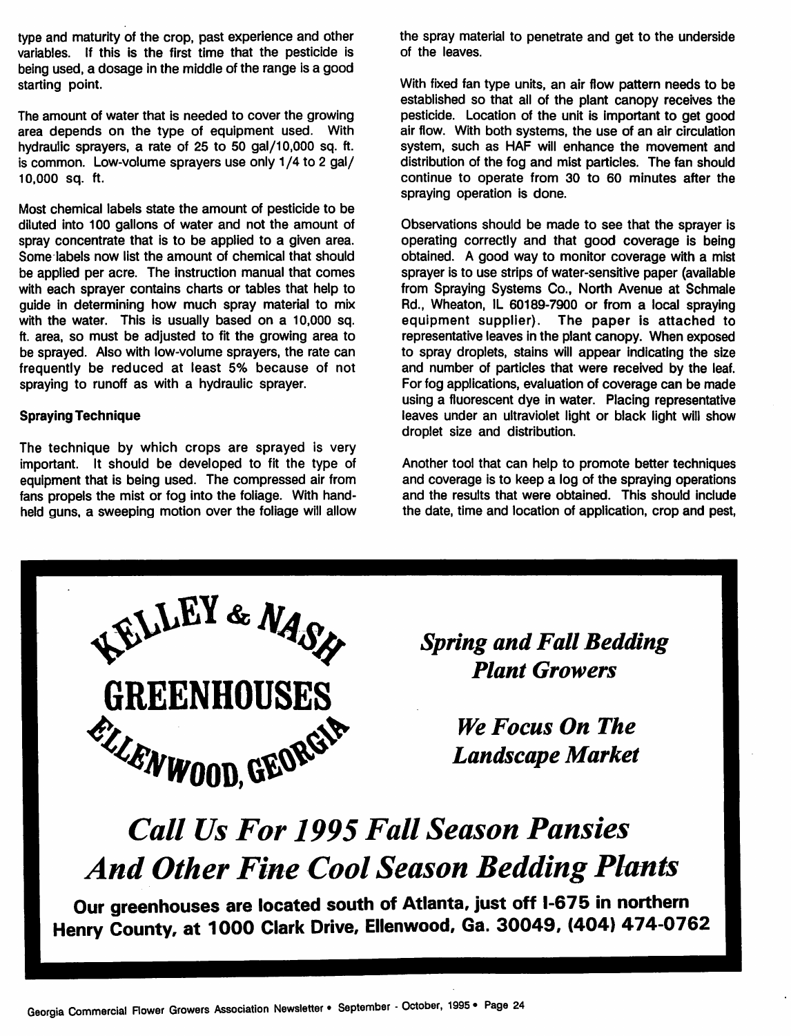type and maturity of the crop, past experience and other variables. If this is the first time that the pesticide is being used, a dosage in the middle of the range is a good starting point.

The amount of water that is needed to cover the growing area depends on the type of equipment used. With hydraulic sprayers, a rate of 25 to 50 gal/10,000 sq. ft. is common. Low-volume sprayers use only 1/4 to 2 gal/ 10,000 sq. ft.

Most chemical labels state the amount of pesticide to be diluted into 100 gallons of water and not the amount of spray concentrate that is to be applied to a given area. Some labels now list the amount of chemical that should be applied per acre. The instruction manual that comes with each sprayer contains charts or tables that help to guide in determining how much spray material to mix with the water. This is usually based on a 10,000 sq. ft. area, so must be adjusted to fit the growing area to be sprayed. Also with low-volume sprayers, the rate can frequently be reduced at least 5% because of not spraying to runoff as with a hydraulic sprayer.

**Spraying Technique**

The technique by which crops are sprayed is very important. It should be developed to fit the type of equipment that is being used. The compressed air from fans propels the mist or fog into the foliage. With hand-held guns, a sweeping motion over the foliage will allow the spray material to penetrate and get to the underside of the leaves.

With fixed fan type units, an air flow pattern needs to be established so that all of the plant canopy receives the pesticide. Location of the unit is important to get good air flow. With both systems, the use of an air circulation system, such as HAF will enhance the movement and distribution of the fog and mist particles. The fan should continue to operate from 30 to 60 minutes after the spraying operation is done.

Observations should be made to see that the sprayer is operating correctly and that good coverage is being obtained. A good way to monitor coverage with a mist sprayer is to use strips of water-sensitive paper (available from Spraying Systems Co., North Avenue at Schmale Rd., Wheaton, IL 60189-7900 or from a local spraying equipment supplier). The paper is attached to representative leaves in the plant canopy. When exposed to spray droplets, stains will appear indicating the size and number of particles that were received by the leaf. For fog applications, evaluation of coverage can be made using a fluorescent dye in water. Placing representative leaves under an ultraviolet light or black light will show droplet size and distribution.

Another tool that can help to promote better techniques and coverage is to keep a log of the spraying operations and the results that were obtained. This should include the date, time and location of application, crop and pest,

KELLEY & NASH
GREENHOUSES
ELLENWOOD, GEORGIA

*Spring and Fall Bedding Plant Growers*

*We Focus On The Landscape Market*

*Call Us For 1995 Fall Season Pansies And Other Fine Cool Season Bedding Plants*

**Our greenhouses are located south of Atlanta, just off I-675 in northern Henry County, at 1000 Clark Drive, Ellenwood, Ga. 30049, (404) 474-0762**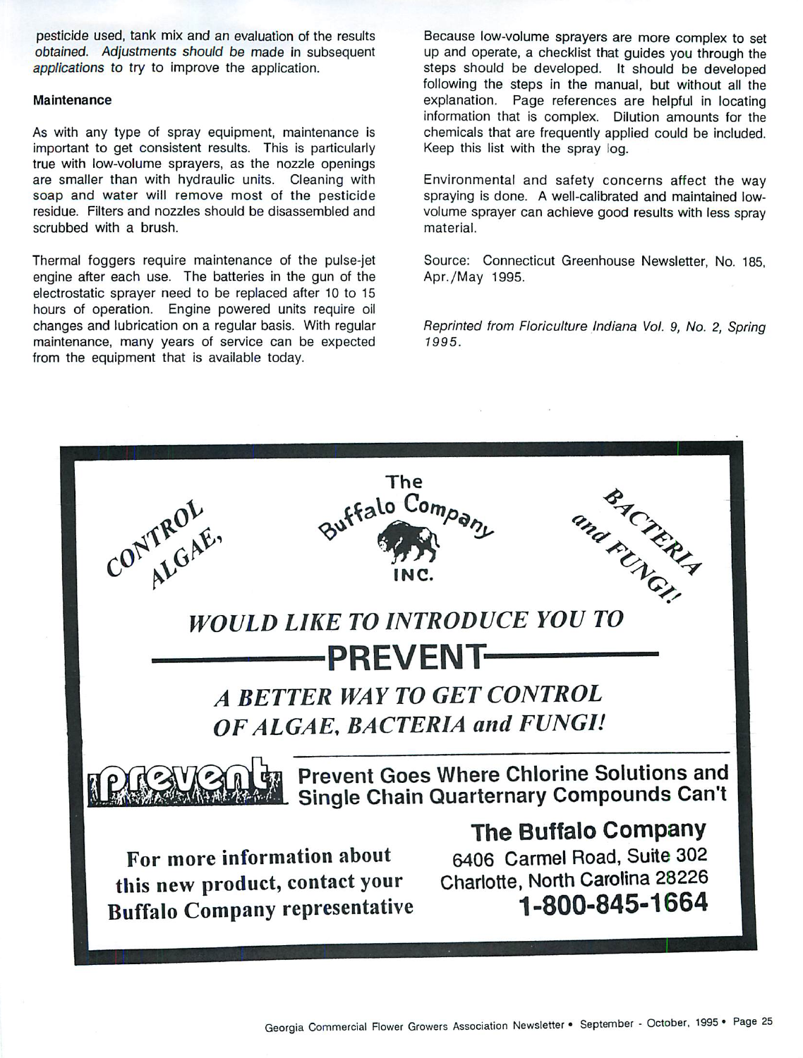pesticide used, tank mix and an evaluation of the results obtained. *Adjustments should be made in subsequent applications* to try to improve the application.

**Maintenance**

As with any type of spray equipment, maintenance is important to get consistent results. This is particularly true with low-volume sprayers, as the nozzle openings are smaller than with hydraulic units. Cleaning with soap and water will remove most of the pesticide residue. Filters and nozzles should be disassembled and scrubbed with a brush.

Thermal foggers require maintenance of the pulse-jet engine after each use. The batteries in the gun of the electrostatic sprayer need to be replaced after 10 to 15 hours of operation. Engine powered units require oil changes and lubrication on a regular basis. With regular maintenance, many years of service can be expected from the equipment that is available today.

Because low-volume sprayers are more complex to set up and operate, a checklist that guides you through the steps should be developed. It should be developed following the steps in the manual, but without all the explanation. Page references are helpful in locating information that is complex. Dilution amounts for the chemicals that are frequently applied could be included. Keep this list with the spray log.

Environmental and safety concerns affect the way spraying is done. A well-calibrated and maintained low-volume sprayer can achieve good results with less spray material.

Source: Connecticut Greenhouse Newsletter, No. 185, Apr./May 1995.

*Reprinted from Floriculture Indiana Vol. 9, No. 2, Spring 1995.*

CONTROL ALGAE,

The Buffalo Company INC.

BACTERIA and FUNGI!

*WOULD LIKE TO INTRODUCE YOU TO*

**PREVENT**

*A BETTER WAY TO GET CONTROL OF ALGAE, BACTERIA and FUNGI!*

prevent

**Prevent Goes Where Chlorine Solutions and Single Chain Quarternary Compounds Can't**

**For more information about this new product, contact your Buffalo Company representative**

**The Buffalo Company**
6406 Carmel Road, Suite 302
Charlotte, North Carolina 28226
**1-800-845-1664**